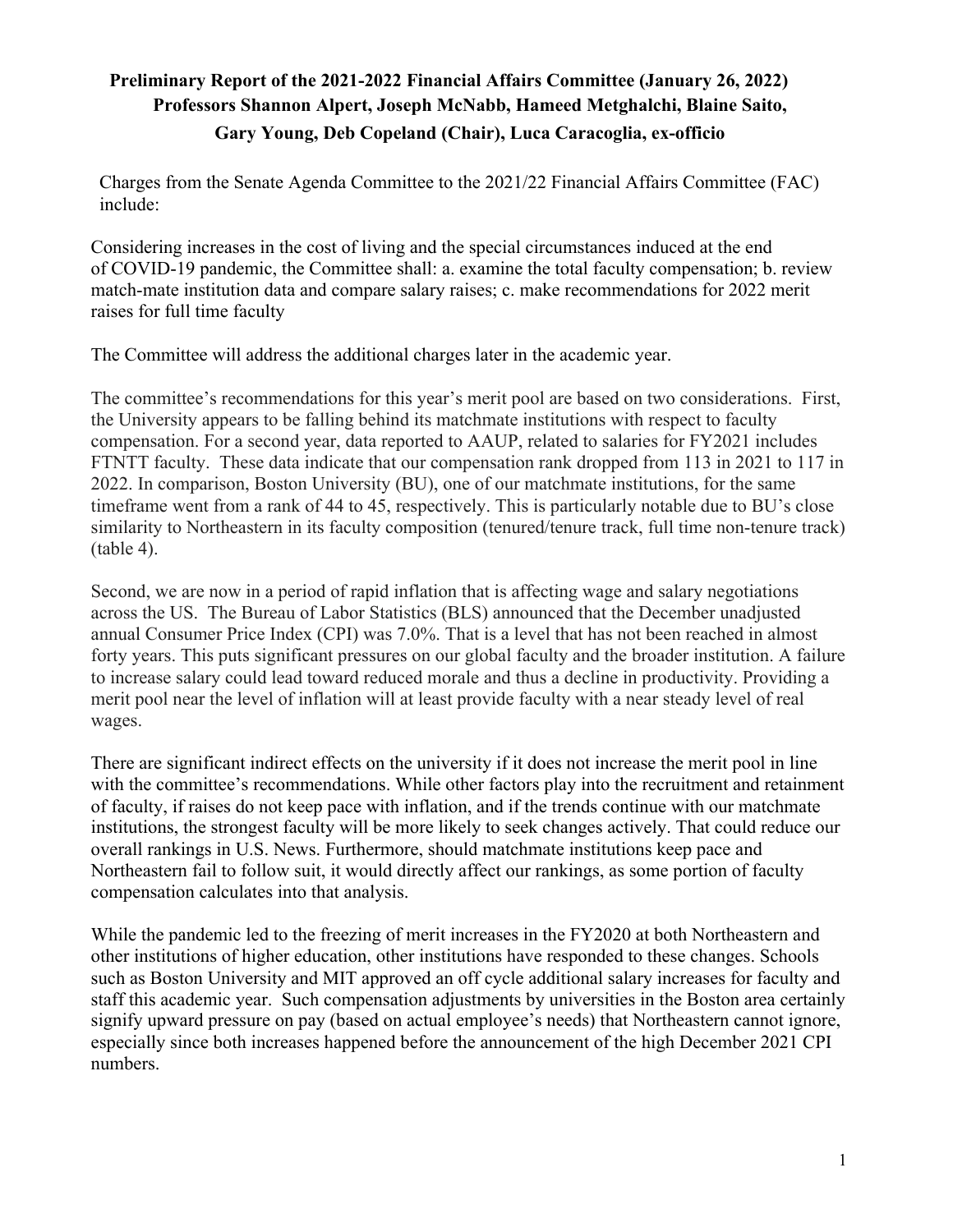**Preliminary Report of the 2021-2022 Financial Affairs Committee (January 26, 2022)**
**Professors Shannon Alpert, Joseph McNabb, Hameed Metghalchi, Blaine Saito, Gary Young, Deb Copeland (Chair), Luca Caracoglia, ex-officio**

Charges from the Senate Agenda Committee to the 2021/22 Financial Affairs Committee (FAC) include:

Considering increases in the cost of living and the special circumstances induced at the end of COVID-19 pandemic, the Committee shall: a. examine the total faculty compensation; b. review match-mate institution data and compare salary raises; c. make recommendations for 2022 merit raises for full time faculty

The Committee will address the additional charges later in the academic year.

The committee's recommendations for this year's merit pool are based on two considerations. First, the University appears to be falling behind its matchmate institutions with respect to faculty compensation. For a second year, data reported to AAUP, related to salaries for FY2021 includes FTNTT faculty. These data indicate that our compensation rank dropped from 113 in 2021 to 117 in 2022. In comparison, Boston University (BU), one of our matchmate institutions, for the same timeframe went from a rank of 44 to 45, respectively. This is particularly notable due to BU's close similarity to Northeastern in its faculty composition (tenured/tenure track, full time non-tenure track) (table 4).

Second, we are now in a period of rapid inflation that is affecting wage and salary negotiations across the US. The Bureau of Labor Statistics (BLS) announced that the December unadjusted annual Consumer Price Index (CPI) was 7.0%. That is a level that has not been reached in almost forty years. This puts significant pressures on our global faculty and the broader institution. A failure to increase salary could lead toward reduced morale and thus a decline in productivity. Providing a merit pool near the level of inflation will at least provide faculty with a near steady level of real wages.

There are significant indirect effects on the university if it does not increase the merit pool in line with the committee's recommendations. While other factors play into the recruitment and retainment of faculty, if raises do not keep pace with inflation, and if the trends continue with our matchmate institutions, the strongest faculty will be more likely to seek changes actively. That could reduce our overall rankings in U.S. News. Furthermore, should matchmate institutions keep pace and Northeastern fail to follow suit, it would directly affect our rankings, as some portion of faculty compensation calculates into that analysis.

While the pandemic led to the freezing of merit increases in the FY2020 at both Northeastern and other institutions of higher education, other institutions have responded to these changes. Schools such as Boston University and MIT approved an off cycle additional salary increases for faculty and staff this academic year. Such compensation adjustments by universities in the Boston area certainly signify upward pressure on pay (based on actual employee's needs) that Northeastern cannot ignore, especially since both increases happened before the announcement of the high December 2021 CPI numbers.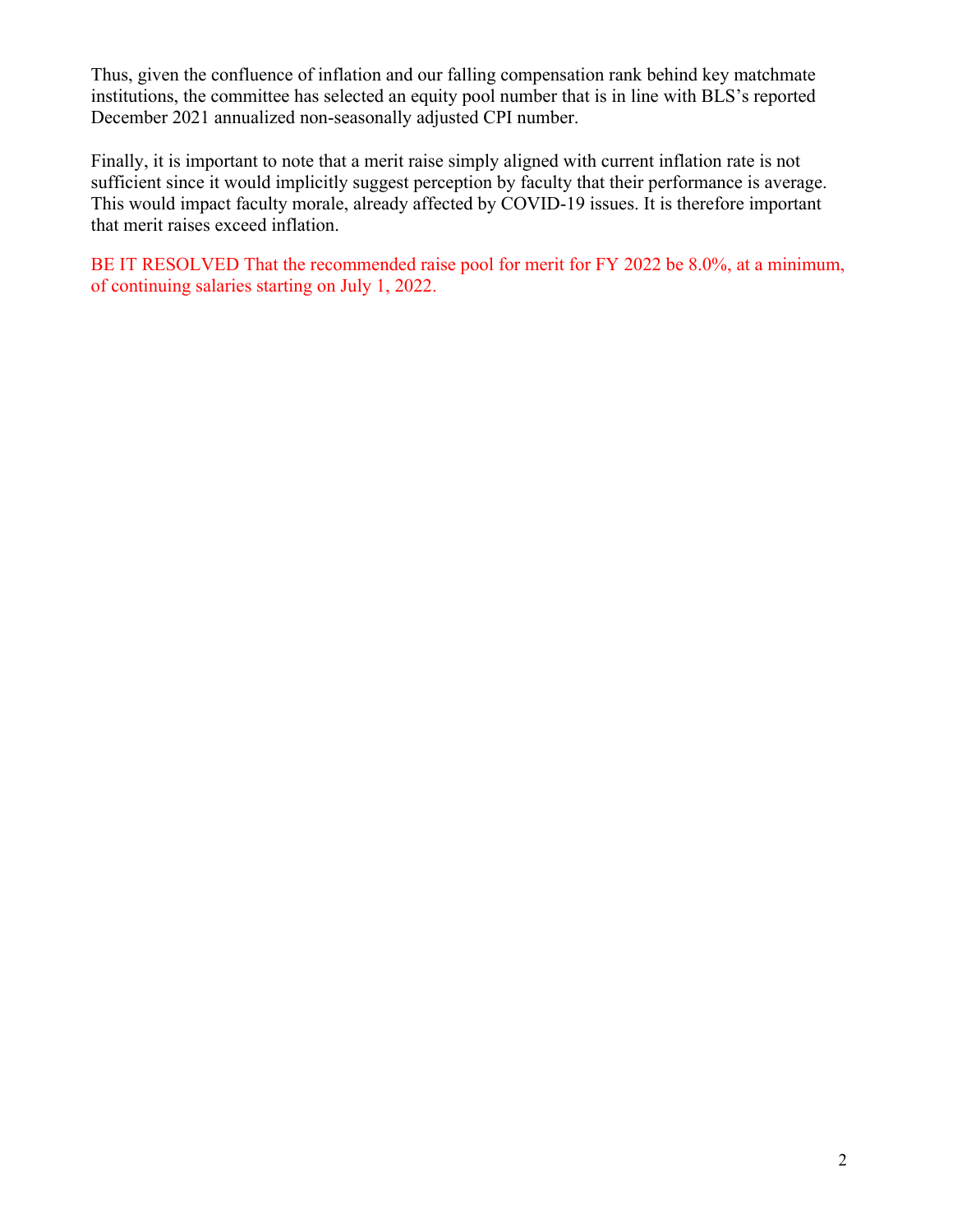Thus, given the confluence of inflation and our falling compensation rank behind key matchmate institutions, the committee has selected an equity pool number that is in line with BLS's reported December 2021 annualized non-seasonally adjusted CPI number.

Finally, it is important to note that a merit raise simply aligned with current inflation rate is not sufficient since it would implicitly suggest perception by faculty that their performance is average. This would impact faculty morale, already affected by COVID-19 issues. It is therefore important that merit raises exceed inflation.

BE IT RESOLVED That the recommended raise pool for merit for FY 2022 be 8.0%, at a minimum, of continuing salaries starting on July 1, 2022.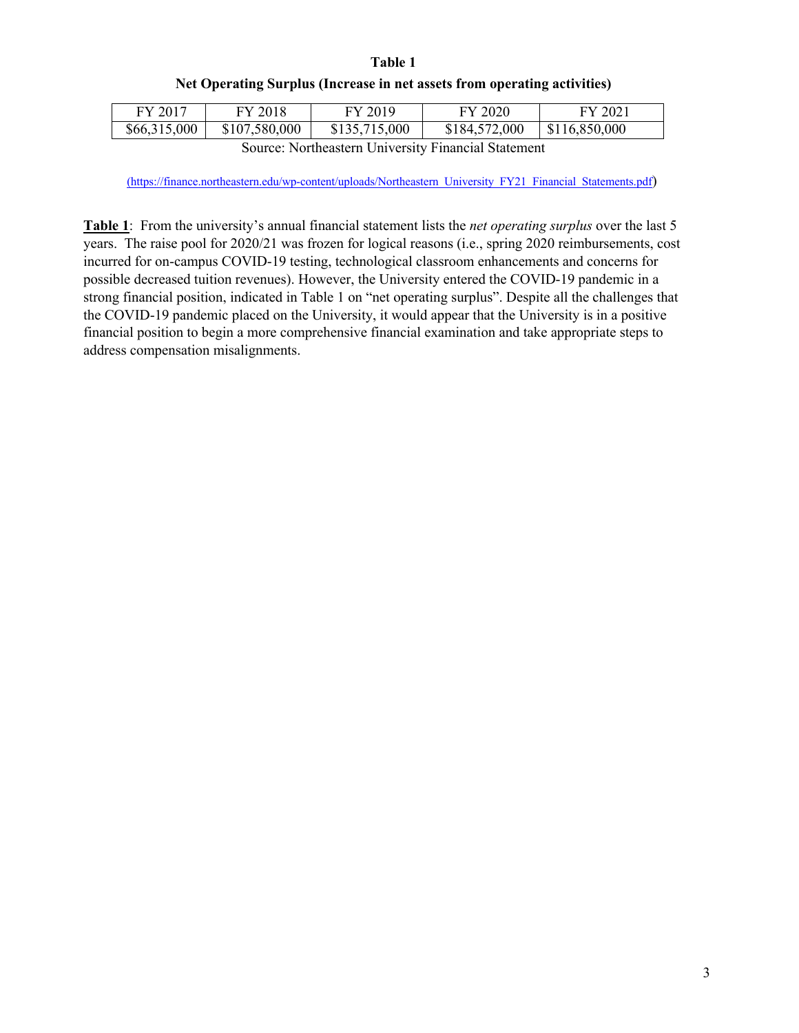**Table 1**

**Net Operating Surplus (Increase in net assets from operating activities)**

| FY 2017 | FY 2018 | FY 2019 | FY 2020 | FY 2021 |
|---|---|---|---|---|
| $66,315,000 | $107,580,000 | $135,715,000 | $184,572,000 | $116,850,000 |

Source: Northeastern University Financial Statement

(https://finance.northeastern.edu/wp-content/uploads/Northeastern_University_FY21_Financial_Statements.pdf)

**Table 1**: From the university's annual financial statement lists the *net operating surplus* over the last 5 years. The raise pool for 2020/21 was frozen for logical reasons (i.e., spring 2020 reimbursements, cost incurred for on-campus COVID-19 testing, technological classroom enhancements and concerns for possible decreased tuition revenues). However, the University entered the COVID-19 pandemic in a strong financial position, indicated in Table 1 on "net operating surplus". Despite all the challenges that the COVID-19 pandemic placed on the University, it would appear that the University is in a positive financial position to begin a more comprehensive financial examination and take appropriate steps to address compensation misalignments.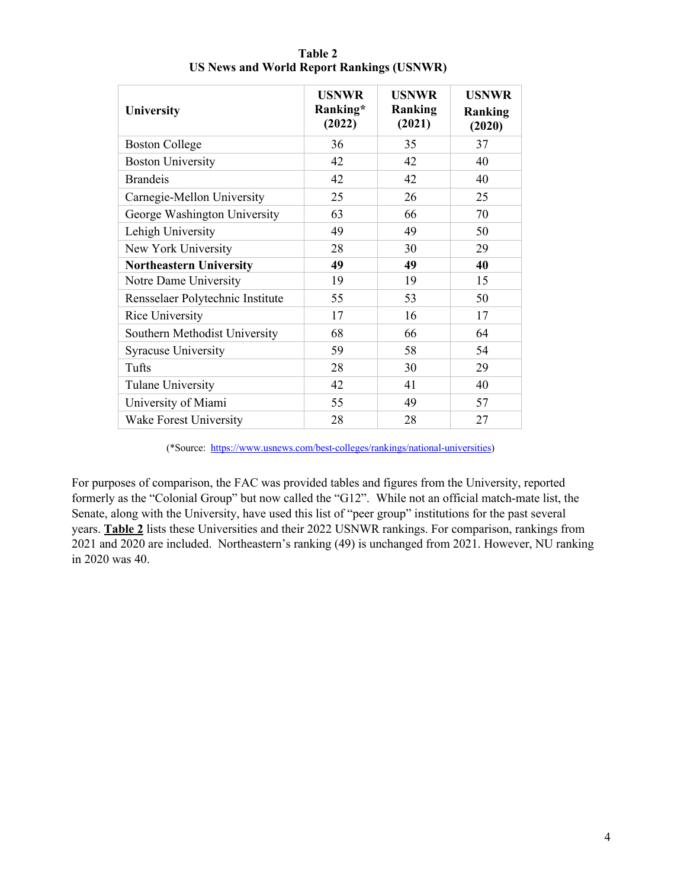**Table 2**
**US News and World Report Rankings (USNWR)**

| University | USNWR Ranking* (2022) | USNWR Ranking (2021) | USNWR Ranking (2020) |
|---|---|---|---|
| Boston College | 36 | 35 | 37 |
| Boston University | 42 | 42 | 40 |
| Brandeis | 42 | 42 | 40 |
| Carnegie-Mellon University | 25 | 26 | 25 |
| George Washington University | 63 | 66 | 70 |
| Lehigh University | 49 | 49 | 50 |
| New York University | 28 | 30 | 29 |
| **Northeastern University** | **49** | **49** | **40** |
| Notre Dame University | 19 | 19 | 15 |
| Rensselaer Polytechnic Institute | 55 | 53 | 50 |
| Rice University | 17 | 16 | 17 |
| Southern Methodist University | 68 | 66 | 64 |
| Syracuse University | 59 | 58 | 54 |
| Tufts | 28 | 30 | 29 |
| Tulane University | 42 | 41 | 40 |
| University of Miami | 55 | 49 | 57 |
| Wake Forest University | 28 | 28 | 27 |

(*Source: https://www.usnews.com/best-colleges/rankings/national-universities)

For purposes of comparison, the FAC was provided tables and figures from the University, reported formerly as the "Colonial Group" but now called the "G12". While not an official match-mate list, the Senate, along with the University, have used this list of "peer group" institutions for the past several years. **Table 2** lists these Universities and their 2022 USNWR rankings. For comparison, rankings from 2021 and 2020 are included. Northeastern's ranking (49) is unchanged from 2021. However, NU ranking in 2020 was 40.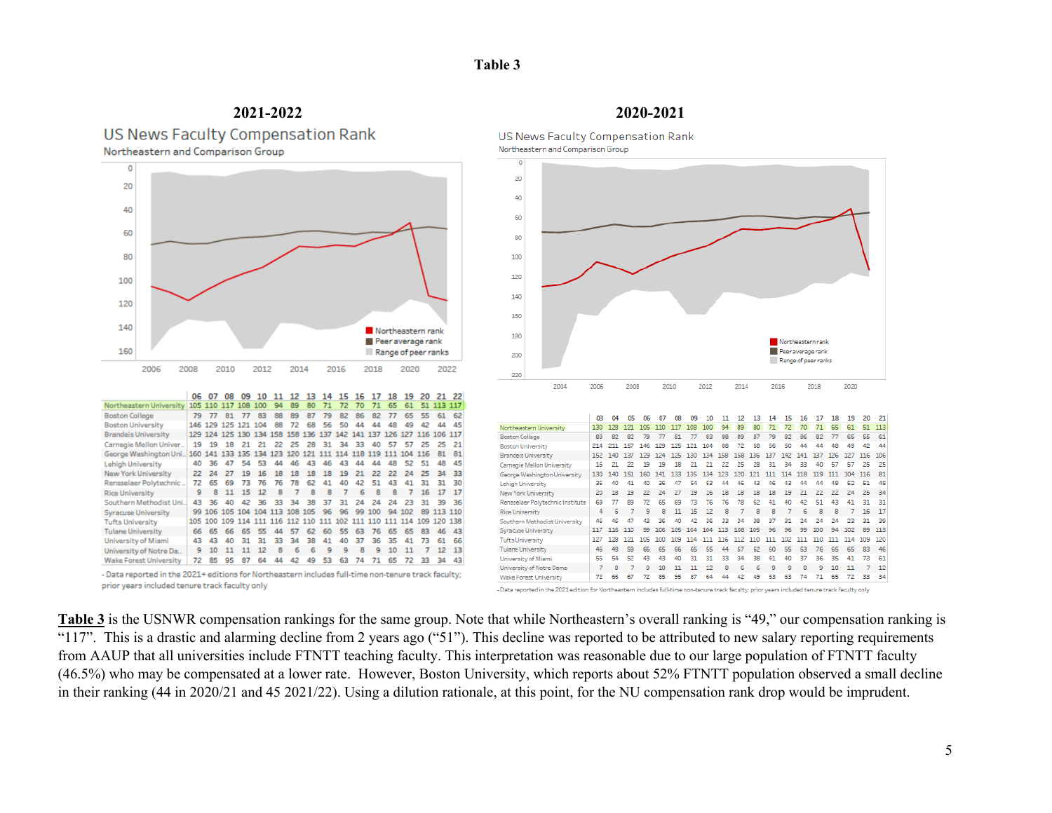# Table 3

## 2021-2022

US News Faculty Compensation Rank

Northeastern and Comparison Group

| | 06 | 07 | 08 | 09 | 10 | 11 | 12 | 13 | 14 | 15 | 16 | 17 | 18 | 19 | 20 | 21 | 22 |
|---|---|---|---|---|---|---|---|---|---|---|---|---|---|---|---|---|---|
| Northeastern University | 105 | 110 | 117 | 108 | 100 | 94 | 89 | 80 | 71 | 72 | 70 | 71 | 65 | 61 | 51 | 113 | 117 |
| Boston College | 79 | 77 | 81 | 77 | 83 | 88 | 89 | 87 | 79 | 82 | 86 | 82 | 77 | 65 | 55 | 61 | 62 |
| Boston University | 146 | 129 | 125 | 121 | 104 | 88 | 72 | 68 | 56 | 50 | 44 | 44 | 48 | 49 | 42 | 44 | 45 |
| Brandeis University | 129 | 124 | 125 | 130 | 134 | 158 | 158 | 136 | 137 | 142 | 141 | 137 | 126 | 127 | 116 | 106 | 117 |
| Carnegie Mellon Univer.. | 19 | 19 | 18 | 21 | 21 | 22 | 25 | 28 | 31 | 34 | 33 | 40 | 57 | 57 | 25 | 25 | 21 |
| George Washington Uni.. | 160 | 141 | 133 | 135 | 134 | 123 | 120 | 121 | 111 | 114 | 118 | 119 | 111 | 104 | 116 | 81 | 81 |
| Lehigh University | 40 | 36 | 47 | 54 | 53 | 44 | 46 | 43 | 46 | 43 | 44 | 44 | 48 | 52 | 51 | 48 | 45 |
| New York University | 22 | 24 | 27 | 19 | 16 | 18 | 18 | 18 | 18 | 19 | 21 | 22 | 22 | 24 | 25 | 34 | 33 |
| Rensselaer Polytechnic .. | 72 | 65 | 69 | 73 | 76 | 76 | 78 | 62 | 41 | 40 | 42 | 51 | 43 | 41 | 31 | 31 | 30 |
| Rice University | 9 | 8 | 11 | 15 | 12 | 8 | 7 | 8 | 8 | 7 | 6 | 8 | 8 | 7 | 16 | 17 | 17 |
| Southern Methodist Uni.. | 43 | 36 | 40 | 42 | 36 | 33 | 34 | 38 | 37 | 31 | 24 | 24 | 24 | 23 | 31 | 39 | 36 |
| Syracuse University | 99 | 106 | 105 | 104 | 104 | 113 | 108 | 105 | 96 | 96 | 99 | 100 | 94 | 102 | 89 | 113 | 110 |
| Tufts University | 105 | 100 | 109 | 114 | 111 | 116 | 112 | 110 | 111 | 102 | 111 | 110 | 111 | 114 | 109 | 120 | 138 |
| Tulane University | 66 | 65 | 66 | 65 | 55 | 44 | 57 | 62 | 60 | 55 | 63 | 76 | 65 | 65 | 83 | 46 | 43 |
| University of Miami | 43 | 43 | 40 | 31 | 31 | 33 | 34 | 38 | 41 | 40 | 37 | 36 | 35 | 41 | 73 | 61 | 66 |
| University of Notre Da.. | 9 | 10 | 11 | 11 | 12 | 8 | 6 | 6 | 9 | 9 | 8 | 9 | 10 | 11 | 7 | 12 | 13 |
| Wake Forest University | 72 | 85 | 95 | 87 | 64 | 44 | 42 | 49 | 53 | 63 | 74 | 71 | 65 | 72 | 33 | 34 | 43 |

- Data reported in the 2021+ editions for Northeastern includes full-time non-tenure track faculty; prior years included tenure track faculty only

## 2020-2021

US News Faculty Compensation Rank

Northeastern and Comparison Group

| | 03 | 04 | 05 | 06 | 07 | 08 | 09 | 10 | 11 | 12 | 13 | 14 | 15 | 16 | 17 | 18 | 19 | 20 | 21 |
|---|---|---|---|---|---|---|---|---|---|---|---|---|---|---|---|---|---|---|---|
| Northeastern University | 130 | 128 | 121 | 105 | 110 | 117 | 108 | 100 | 94 | 89 | 80 | 71 | 72 | 70 | 71 | 65 | 61 | 51 | 113 |
| Boston College | 83 | 82 | 82 | 79 | 77 | 81 | 77 | 83 | 88 | 89 | 87 | 79 | 82 | 86 | 82 | 77 | 65 | 55 | 61 |
| Boston University | 214 | 211 | 157 | 146 | 129 | 125 | 121 | 104 | 88 | 72 | 68 | 56 | 50 | 44 | 44 | 48 | 49 | 42 | 44 |
| Brandeis University | 152 | 140 | 137 | 129 | 124 | 125 | 130 | 134 | 158 | 158 | 136 | 137 | 142 | 141 | 137 | 126 | 127 | 116 | 106 |
| Carnegie Mellon University | 15 | 21 | 22 | 19 | 19 | 18 | 21 | 21 | 22 | 25 | 28 | 31 | 34 | 33 | 40 | 57 | 57 | 25 | 25 |
| George Washington University | 130 | 140 | 151 | 160 | 141 | 133 | 135 | 134 | 123 | 120 | 121 | 111 | 114 | 118 | 119 | 111 | 104 | 116 | 81 |
| Lehigh University | 36 | 40 | 41 | 40 | 36 | 47 | 54 | 53 | 44 | 46 | 43 | 46 | 43 | 44 | 44 | 48 | 52 | 51 | 48 |
| New York University | 20 | 18 | 19 | 22 | 24 | 27 | 19 | 16 | 18 | 18 | 18 | 18 | 19 | 21 | 22 | 22 | 24 | 25 | 34 |
| Rensselaer Polytechnic Institute | 69 | 77 | 89 | 72 | 65 | 69 | 73 | 76 | 76 | 78 | 62 | 41 | 40 | 42 | 51 | 43 | 41 | 31 | 31 |
| Rice University | 4 | 6 | 7 | 9 | 8 | 11 | 15 | 12 | 8 | 7 | 8 | 8 | 7 | 6 | 8 | 8 | 7 | 16 | 17 |
| Southern Methodist University | 46 | 46 | 47 | 43 | 36 | 40 | 42 | 36 | 33 | 34 | 38 | 37 | 31 | 24 | 24 | 24 | 23 | 31 | 39 |
| Syracuse University | 117 | 116 | 110 | 99 | 106 | 105 | 104 | 104 | 113 | 108 | 105 | 96 | 96 | 99 | 100 | 94 | 102 | 89 | 113 |
| Tufts University | 127 | 128 | 121 | 105 | 100 | 109 | 114 | 111 | 116 | 112 | 110 | 111 | 102 | 111 | 110 | 111 | 114 | 109 | 120 |
| Tulane University | 46 | 48 | 59 | 66 | 65 | 66 | 65 | 55 | 44 | 57 | 62 | 60 | 55 | 63 | 76 | 65 | 65 | 83 | 46 |
| University of Miami | 55 | 54 | 52 | 43 | 43 | 40 | 31 | 31 | 33 | 34 | 38 | 41 | 40 | 37 | 36 | 35 | 41 | 73 | 61 |
| University of Notre Dame | 7 | 8 | 7 | 9 | 10 | 11 | 11 | 12 | 8 | 6 | 6 | 9 | 9 | 8 | 9 | 10 | 11 | 7 | 12 |
| Wake Forest University | 72 | 66 | 67 | 72 | 85 | 95 | 87 | 64 | 44 | 42 | 49 | 53 | 63 | 74 | 71 | 65 | 72 | 33 | 34 |

- Data reported in the 2021 edition for Northeastern includes full-time non-tenure track faculty; prior years included tenure track faculty only

**Table 3** is the USNWR compensation rankings for the same group. Note that while Northeastern's overall ranking is "49," our compensation ranking is "117". This is a drastic and alarming decline from 2 years ago ("51"). This decline was reported to be attributed to new salary reporting requirements from AAUP that all universities include FTNTT teaching faculty. This interpretation was reasonable due to our large population of FTNTT faculty (46.5%) who may be compensated at a lower rate. However, Boston University, which reports about 52% FTNTT population observed a small decline in their ranking (44 in 2020/21 and 45 2021/22). Using a dilution rationale, at this point, for the NU compensation rank drop would be imprudent.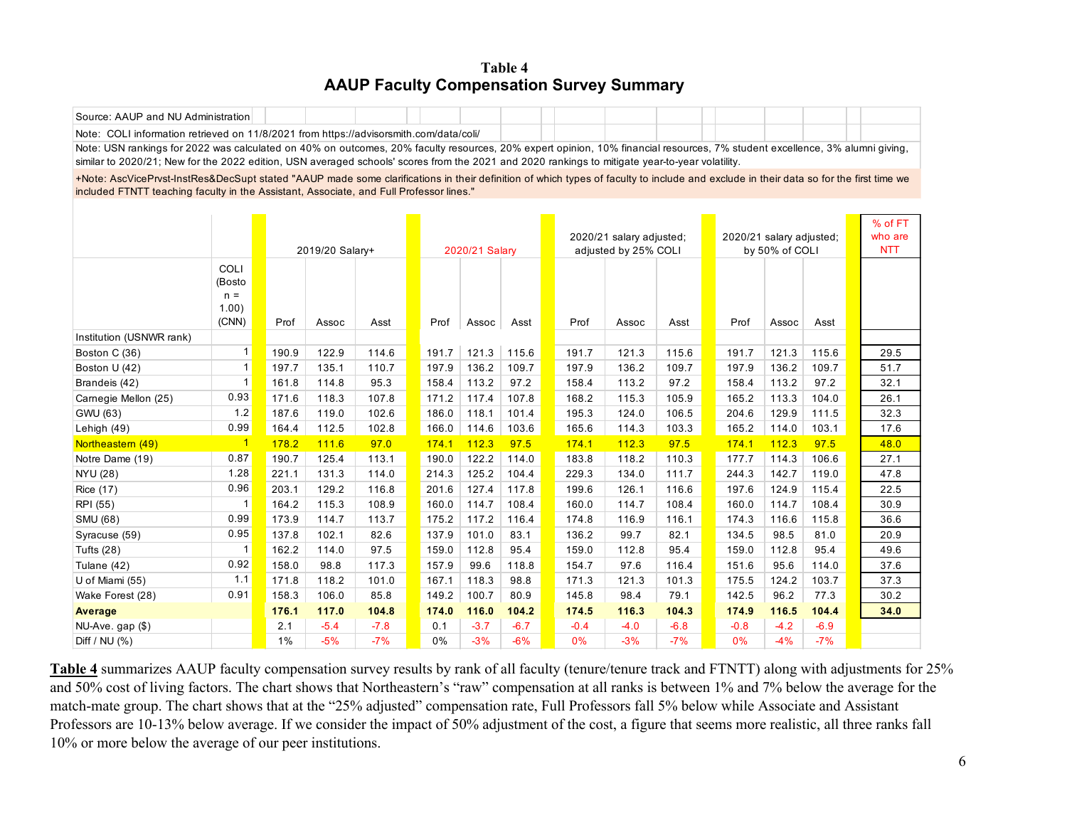# Table 4

## AAUP Faculty Compensation Survey Summary

Source: AAUP and NU Administration

Note: COLI information retrieved on 11/8/2021 from https://advisorsmith.com/data/coli/

Note: USN rankings for 2022 was calculated on 40% on outcomes, 20% faculty resources, 20% expert opinion, 10% financial resources, 7% student excellence, 3% alumni giving, similar to 2020/21; New for the 2022 edition, USN averaged schools' scores from the 2021 and 2020 rankings to mitigate year-to-year volatility.

+Note: AscVicePrvst-InstRes&DecSupt stated "AAUP made some clarifications in their definition of which types of faculty to include and exclude in their data so for the first time we included FTNTT teaching faculty in the Assistant, Associate, and Full Professor lines."

| | | 2019/20 Salary+ | | | 2020/21 Salary | | | 2020/21 salary adjusted; adjusted by 25% COLI | | | 2020/21 salary adjusted; by 50% of COLI | | | % of FT who are NTT |
|---|---|---|---|---|---|---|---|---|---|---|---|---|---|---|
| Institution (USNWR rank) | COLI (Boston = 1.00) (CNN) | Prof | Assoc | Asst | Prof | Assoc | Asst | Prof | Assoc | Asst | Prof | Assoc | Asst | |
| Boston C (36) | 1 | 190.9 | 122.9 | 114.6 | 191.7 | 121.3 | 115.6 | 191.7 | 121.3 | 115.6 | 191.7 | 121.3 | 115.6 | 29.5 |
| Boston U (42) | 1 | 197.7 | 135.1 | 110.7 | 197.9 | 136.2 | 109.7 | 197.9 | 136.2 | 109.7 | 197.9 | 136.2 | 109.7 | 51.7 |
| Brandeis (42) | 1 | 161.8 | 114.8 | 95.3 | 158.4 | 113.2 | 97.2 | 158.4 | 113.2 | 97.2 | 158.4 | 113.2 | 97.2 | 32.1 |
| Carnegie Mellon (25) | 0.93 | 171.6 | 118.3 | 107.8 | 171.2 | 117.4 | 107.8 | 168.2 | 115.3 | 105.9 | 165.2 | 113.3 | 104.0 | 26.1 |
| GWU (63) | 1.2 | 187.6 | 119.0 | 102.6 | 186.0 | 118.1 | 101.4 | 195.3 | 124.0 | 106.5 | 204.6 | 129.9 | 111.5 | 32.3 |
| Lehigh (49) | 0.99 | 164.4 | 112.5 | 102.8 | 166.0 | 114.6 | 103.6 | 165.6 | 114.3 | 103.3 | 165.2 | 114.0 | 103.1 | 17.6 |
| Northeastern (49) | 1 | 178.2 | 111.6 | 97.0 | 174.1 | 112.3 | 97.5 | 174.1 | 112.3 | 97.5 | 174.1 | 112.3 | 97.5 | 48.0 |
| Notre Dame (19) | 0.87 | 190.7 | 125.4 | 113.1 | 190.0 | 122.2 | 114.0 | 183.8 | 118.2 | 110.3 | 177.7 | 114.3 | 106.6 | 27.1 |
| NYU (28) | 1.28 | 221.1 | 131.3 | 114.0 | 214.3 | 125.2 | 104.4 | 229.3 | 134.0 | 111.7 | 244.3 | 142.7 | 119.0 | 47.8 |
| Rice (17) | 0.96 | 203.1 | 129.2 | 116.8 | 201.6 | 127.4 | 117.8 | 199.6 | 126.1 | 116.6 | 197.6 | 124.9 | 115.4 | 22.5 |
| RPI (55) | 1 | 164.2 | 115.3 | 108.9 | 160.0 | 114.7 | 108.4 | 160.0 | 114.7 | 108.4 | 160.0 | 114.7 | 108.4 | 30.9 |
| SMU (68) | 0.99 | 173.9 | 114.7 | 113.7 | 175.2 | 117.2 | 116.4 | 174.8 | 116.9 | 116.1 | 174.3 | 116.6 | 115.8 | 36.6 |
| Syracuse (59) | 0.95 | 137.8 | 102.1 | 82.6 | 137.9 | 101.0 | 83.1 | 136.2 | 99.7 | 82.1 | 134.5 | 98.5 | 81.0 | 20.9 |
| Tufts (28) | 1 | 162.2 | 114.0 | 97.5 | 159.0 | 112.8 | 95.4 | 159.0 | 112.8 | 95.4 | 159.0 | 112.8 | 95.4 | 49.6 |
| Tulane (42) | 0.92 | 158.0 | 98.8 | 117.3 | 157.9 | 99.6 | 118.8 | 154.7 | 97.6 | 116.4 | 151.6 | 95.6 | 114.0 | 37.6 |
| U of Miami (55) | 1.1 | 171.8 | 118.2 | 101.0 | 167.1 | 118.3 | 98.8 | 171.3 | 121.3 | 101.3 | 175.5 | 124.2 | 103.7 | 37.3 |
| Wake Forest (28) | 0.91 | 158.3 | 106.0 | 85.8 | 149.2 | 100.7 | 80.9 | 145.8 | 98.4 | 79.1 | 142.5 | 96.2 | 77.3 | 30.2 |
| **Average** | | **176.1** | **117.0** | **104.8** | **174.0** | **116.0** | **104.2** | **174.5** | **116.3** | **104.3** | **174.9** | **116.5** | **104.4** | **34.0** |
| NU-Ave. gap ($) | | 2.1 | -5.4 | -7.8 | 0.1 | -3.7 | -6.7 | -0.4 | -4.0 | -6.8 | -0.8 | -4.2 | -6.9 | |
| Diff / NU (%) | | 1% | -5% | -7% | 0% | -3% | -6% | 0% | -3% | -7% | 0% | -4% | -7% | |

**Table 4** summarizes AAUP faculty compensation survey results by rank of all faculty (tenure/tenure track and FTNTT) along with adjustments for 25% and 50% cost of living factors. The chart shows that Northeastern's "raw" compensation at all ranks is between 1% and 7% below the average for the match-mate group. The chart shows that at the "25% adjusted" compensation rate, Full Professors fall 5% below while Associate and Assistant Professors are 10-13% below average. If we consider the impact of 50% adjustment of the cost, a figure that seems more realistic, all three ranks fall 10% or more below the average of our peer institutions.